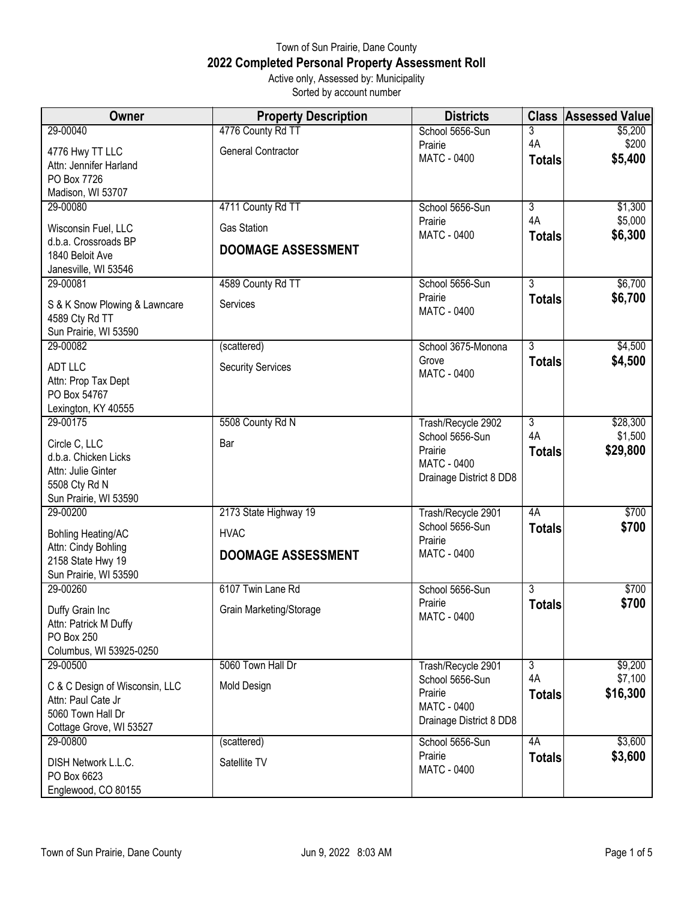Town of Sun Prairie, Dane County

# 2022 Completed Personal Property Assessment Roll

Active only, Assessed by: Municipality

Sorted by account number

| Owner | Property Description | Districts | Class | Assessed Value |
|---|---|---|---|---|
| 29-00040<br>4776 Hwy TT LLC<br>Attn: Jennifer Harland<br>PO Box 7726<br>Madison, WI 53707 | 4776 County Rd TT<br>General Contractor | School 5656-Sun Prairie<br>MATC - 0400 | 3<br>4A<br>**Totals** | $5,200<br>$200<br>**$5,400** |
| 29-00080<br>Wisconsin Fuel, LLC<br>d.b.a. Crossroads BP<br>1840 Beloit Ave<br>Janesville, WI 53546 | 4711 County Rd TT<br>Gas Station<br>**DOOMAGE ASSESSMENT** | School 5656-Sun Prairie<br>MATC - 0400 | 3<br>4A<br>**Totals** | $1,300<br>$5,000<br>**$6,300** |
| 29-00081<br>S & K Snow Plowing & Lawncare<br>4589 Cty Rd TT<br>Sun Prairie, WI 53590 | 4589 County Rd TT<br>Services | School 5656-Sun Prairie<br>MATC - 0400 | 3<br>**Totals** | $6,700<br>**$6,700** |
| 29-00082<br>ADT LLC<br>Attn: Prop Tax Dept<br>PO Box 54767<br>Lexington, KY 40555 | (scattered)<br>Security Services | School 3675-Monona Grove<br>MATC - 0400 | 3<br>**Totals** | $4,500<br>**$4,500** |
| 29-00175<br>Circle C, LLC<br>d.b.a. Chicken Licks<br>Attn: Julie Ginter<br>5508 Cty Rd N<br>Sun Prairie, WI 53590 | 5508 County Rd N<br>Bar | Trash/Recycle 2902<br>School 5656-Sun Prairie<br>MATC - 0400<br>Drainage District 8 DD8 | 3<br>4A<br>**Totals** | $28,300<br>$1,500<br>**$29,800** |
| 29-00200<br>Bohling Heating/AC<br>Attn: Cindy Bohling<br>2158 State Hwy 19<br>Sun Prairie, WI 53590 | 2173 State Highway 19<br>HVAC<br>**DOOMAGE ASSESSMENT** | Trash/Recycle 2901<br>School 5656-Sun Prairie<br>MATC - 0400 | 4A<br>**Totals** | $700<br>**$700** |
| 29-00260<br>Duffy Grain Inc<br>Attn: Patrick M Duffy<br>PO Box 250<br>Columbus, WI 53925-0250 | 6107 Twin Lane Rd<br>Grain Marketing/Storage | School 5656-Sun Prairie<br>MATC - 0400 | 3<br>**Totals** | $700<br>**$700** |
| 29-00500<br>C & C Design of Wisconsin, LLC<br>Attn: Paul Cate Jr<br>5060 Town Hall Dr<br>Cottage Grove, WI 53527 | 5060 Town Hall Dr<br>Mold Design | Trash/Recycle 2901<br>School 5656-Sun Prairie<br>MATC - 0400<br>Drainage District 8 DD8 | 3<br>4A<br>**Totals** | $9,200<br>$7,100<br>**$16,300** |
| 29-00800<br>DISH Network L.L.C.<br>PO Box 6623<br>Englewood, CO 80155 | (scattered)<br>Satellite TV | School 5656-Sun Prairie<br>MATC - 0400 | 4A<br>**Totals** | $3,600<br>**$3,600** |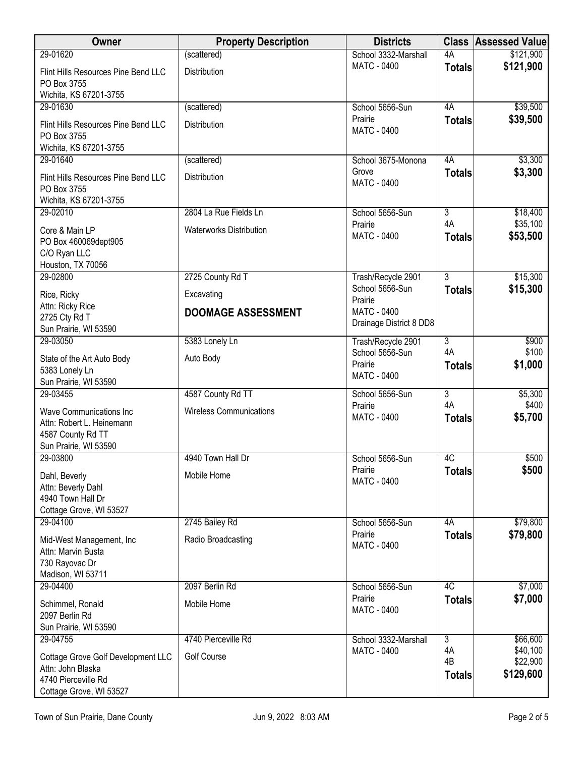| Owner | Property Description | Districts | Class | Assessed Value |
|---|---|---|---|---|
| 29-01620<br>Flint Hills Resources Pine Bend LLC<br>PO Box 3755<br>Wichita, KS 67201-3755 | (scattered)<br>Distribution | School 3332-Marshall<br>MATC - 0400 | 4A<br>**Totals** | $121,900<br>**$121,900** |
| 29-01630<br>Flint Hills Resources Pine Bend LLC<br>PO Box 3755<br>Wichita, KS 67201-3755 | (scattered)<br>Distribution | School 5656-Sun Prairie<br>MATC - 0400 | 4A<br>**Totals** | $39,500<br>**$39,500** |
| 29-01640<br>Flint Hills Resources Pine Bend LLC<br>PO Box 3755<br>Wichita, KS 67201-3755 | (scattered)<br>Distribution | School 3675-Monona Grove<br>MATC - 0400 | 4A<br>**Totals** | $3,300<br>**$3,300** |
| 29-02010<br>Core & Main LP<br>PO Box 460069dept905<br>C/O Ryan LLC<br>Houston, TX 70056 | 2804 La Rue Fields Ln<br>Waterworks Distribution | School 5656-Sun Prairie<br>MATC - 0400 | 3<br>4A<br>**Totals** | $18,400<br>$35,100<br>**$53,500** |
| 29-02800<br>Rice, Ricky<br>Attn: Ricky Rice<br>2725 Cty Rd T<br>Sun Prairie, WI 53590 | 2725 County Rd T<br>Excavating<br>**DOOMAGE ASSESSMENT** | Trash/Recycle 2901<br>School 5656-Sun Prairie<br>MATC - 0400<br>Drainage District 8 DD8 | 3<br>**Totals** | $15,300<br>**$15,300** |
| 29-03050<br>State of the Art Auto Body<br>5383 Lonely Ln<br>Sun Prairie, WI 53590 | 5383 Lonely Ln<br>Auto Body | Trash/Recycle 2901<br>School 5656-Sun Prairie<br>MATC - 0400 | 3<br>4A<br>**Totals** | $900<br>$100<br>**$1,000** |
| 29-03455<br>Wave Communications Inc<br>Attn: Robert L. Heinemann<br>4587 County Rd TT<br>Sun Prairie, WI 53590 | 4587 County Rd TT<br>Wireless Communications | School 5656-Sun Prairie<br>MATC - 0400 | 3<br>4A<br>**Totals** | $5,300<br>$400<br>**$5,700** |
| 29-03800<br>Dahl, Beverly<br>Attn: Beverly Dahl<br>4940 Town Hall Dr<br>Cottage Grove, WI 53527 | 4940 Town Hall Dr<br>Mobile Home | School 5656-Sun Prairie<br>MATC - 0400 | 4C<br>**Totals** | $500<br>**$500** |
| 29-04100<br>Mid-West Management, Inc<br>Attn: Marvin Busta<br>730 Rayovac Dr<br>Madison, WI 53711 | 2745 Bailey Rd<br>Radio Broadcasting | School 5656-Sun Prairie<br>MATC - 0400 | 4A<br>**Totals** | $79,800<br>**$79,800** |
| 29-04400<br>Schimmel, Ronald<br>2097 Berlin Rd<br>Sun Prairie, WI 53590 | 2097 Berlin Rd<br>Mobile Home | School 5656-Sun Prairie<br>MATC - 0400 | 4C<br>**Totals** | $7,000<br>**$7,000** |
| 29-04755<br>Cottage Grove Golf Development LLC<br>Attn: John Blaska<br>4740 Pierceville Rd<br>Cottage Grove, WI 53527 | 4740 Pierceville Rd<br>Golf Course | School 3332-Marshall<br>MATC - 0400 | 3<br>4A<br>4B<br>**Totals** | $66,600<br>$40,100<br>$22,900<br>**$129,600** |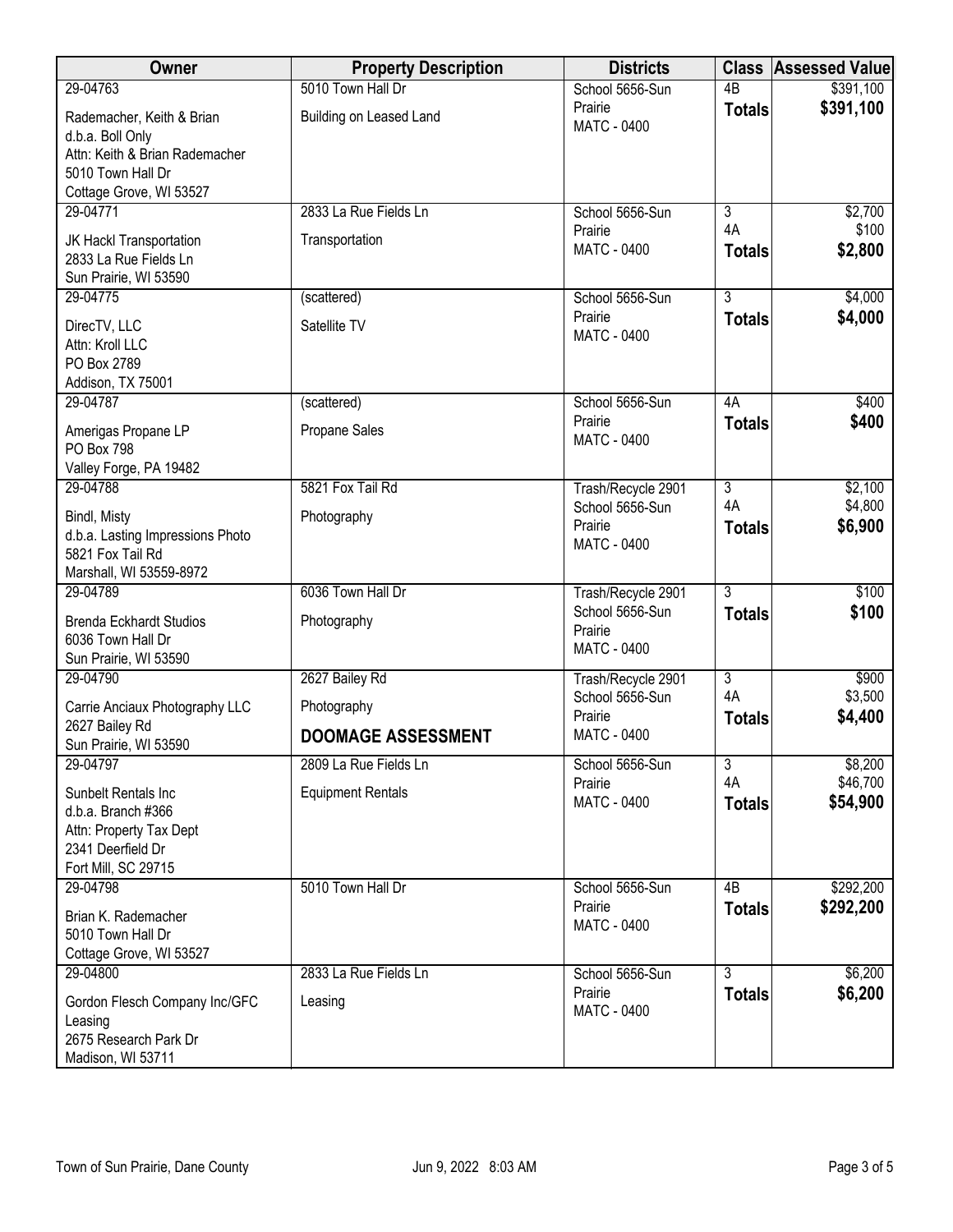| Owner | Property Description | Districts | Class | Assessed Value |
|---|---|---|---|---|
| 29-04763<br>Rademacher, Keith & Brian<br>d.b.a. Boll Only<br>Attn: Keith & Brian Rademacher<br>5010 Town Hall Dr<br>Cottage Grove, WI 53527 | 5010 Town Hall Dr<br>Building on Leased Land | School 5656-Sun Prairie<br>MATC - 0400 | 4B<br>**Totals** | $391,100<br>**$391,100** |
| 29-04771<br>JK Hackl Transportation<br>2833 La Rue Fields Ln<br>Sun Prairie, WI 53590 | 2833 La Rue Fields Ln<br>Transportation | School 5656-Sun Prairie<br>MATC - 0400 | 3<br>4A<br>**Totals** | $2,700<br>$100<br>**$2,800** |
| 29-04775<br>DirecTV, LLC<br>Attn: Kroll LLC<br>PO Box 2789<br>Addison, TX 75001 | (scattered)<br>Satellite TV | School 5656-Sun Prairie<br>MATC - 0400 | 3<br>**Totals** | $4,000<br>**$4,000** |
| 29-04787<br>Amerigas Propane LP<br>PO Box 798<br>Valley Forge, PA 19482 | (scattered)<br>Propane Sales | School 5656-Sun Prairie<br>MATC - 0400 | 4A<br>**Totals** | $400<br>**$400** |
| 29-04788<br>Bindl, Misty<br>d.b.a. Lasting Impressions Photo<br>5821 Fox Tail Rd<br>Marshall, WI 53559-8972 | 5821 Fox Tail Rd<br>Photography | Trash/Recycle 2901<br>School 5656-Sun Prairie<br>MATC - 0400 | 3<br>4A<br>**Totals** | $2,100<br>$4,800<br>**$6,900** |
| 29-04789<br>Brenda Eckhardt Studios<br>6036 Town Hall Dr<br>Sun Prairie, WI 53590 | 6036 Town Hall Dr<br>Photography | Trash/Recycle 2901<br>School 5656-Sun Prairie<br>MATC - 0400 | 3<br>**Totals** | $100<br>**$100** |
| 29-04790<br>Carrie Anciaux Photography LLC<br>2627 Bailey Rd<br>Sun Prairie, WI 53590 | 2627 Bailey Rd<br>Photography<br>**DOOMAGE ASSESSMENT** | Trash/Recycle 2901<br>School 5656-Sun Prairie<br>MATC - 0400 | 3<br>4A<br>**Totals** | $900<br>$3,500<br>**$4,400** |
| 29-04797<br>Sunbelt Rentals Inc<br>d.b.a. Branch #366<br>Attn: Property Tax Dept<br>2341 Deerfield Dr<br>Fort Mill, SC 29715 | 2809 La Rue Fields Ln<br>Equipment Rentals | School 5656-Sun Prairie<br>MATC - 0400 | 3<br>4A<br>**Totals** | $8,200<br>$46,700<br>**$54,900** |
| 29-04798<br>Brian K. Rademacher<br>5010 Town Hall Dr<br>Cottage Grove, WI 53527 | 5010 Town Hall Dr | School 5656-Sun Prairie<br>MATC - 0400 | 4B<br>**Totals** | $292,200<br>**$292,200** |
| 29-04800<br>Gordon Flesch Company Inc/GFC Leasing<br>2675 Research Park Dr<br>Madison, WI 53711 | 2833 La Rue Fields Ln<br>Leasing | School 5656-Sun Prairie<br>MATC - 0400 | 3<br>**Totals** | $6,200<br>**$6,200** |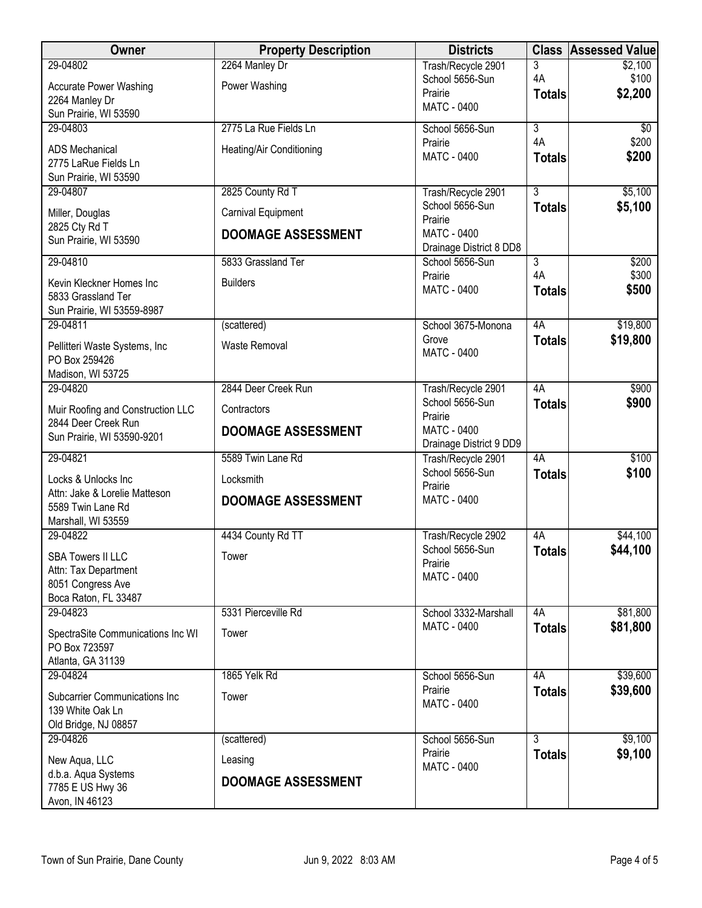| Owner | Property Description | Districts | Class | Assessed Value |
|---|---|---|---|---|
| 29-04802<br>Accurate Power Washing<br>2264 Manley Dr<br>Sun Prairie, WI 53590 | 2264 Manley Dr<br>Power Washing | Trash/Recycle 2901<br>School 5656-Sun Prairie<br>MATC - 0400 | 3<br>4A<br>**Totals** | $2,100<br>$100<br>**$2,200** |
| 29-04803<br>ADS Mechanical<br>2775 LaRue Fields Ln<br>Sun Prairie, WI 53590 | 2775 La Rue Fields Ln<br>Heating/Air Conditioning | School 5656-Sun Prairie<br>MATC - 0400 | 3<br>4A<br>**Totals** | $0<br>$200<br>**$200** |
| 29-04807<br>Miller, Douglas<br>2825 Cty Rd T<br>Sun Prairie, WI 53590 | 2825 County Rd T<br>Carnival Equipment<br>**DOOMAGE ASSESSMENT** | Trash/Recycle 2901<br>School 5656-Sun Prairie<br>MATC - 0400<br>Drainage District 8 DD8 | 3<br>**Totals** | $5,100<br>**$5,100** |
| 29-04810<br>Kevin Kleckner Homes Inc<br>5833 Grassland Ter<br>Sun Prairie, WI 53559-8987 | 5833 Grassland Ter<br>Builders | School 5656-Sun Prairie<br>MATC - 0400 | 3<br>4A<br>**Totals** | $200<br>$300<br>**$500** |
| 29-04811<br>Pellitteri Waste Systems, Inc<br>PO Box 259426<br>Madison, WI 53725 | (scattered)<br>Waste Removal | School 3675-Monona Grove<br>MATC - 0400 | 4A<br>**Totals** | $19,800<br>**$19,800** |
| 29-04820<br>Muir Roofing and Construction LLC<br>2844 Deer Creek Run<br>Sun Prairie, WI 53590-9201 | 2844 Deer Creek Run<br>Contractors<br>**DOOMAGE ASSESSMENT** | Trash/Recycle 2901<br>School 5656-Sun Prairie<br>MATC - 0400<br>Drainage District 9 DD9 | 4A<br>**Totals** | $900<br>**$900** |
| 29-04821<br>Locks & Unlocks Inc<br>Attn: Jake & Lorelie Matteson<br>5589 Twin Lane Rd<br>Marshall, WI 53559 | 5589 Twin Lane Rd<br>Locksmith<br>**DOOMAGE ASSESSMENT** | Trash/Recycle 2901<br>School 5656-Sun Prairie<br>MATC - 0400 | 4A<br>**Totals** | $100<br>**$100** |
| 29-04822<br>SBA Towers II LLC<br>Attn: Tax Department<br>8051 Congress Ave<br>Boca Raton, FL 33487 | 4434 County Rd TT<br>Tower | Trash/Recycle 2902<br>School 5656-Sun Prairie<br>MATC - 0400 | 4A<br>**Totals** | $44,100<br>**$44,100** |
| 29-04823<br>SpectraSite Communications Inc WI<br>PO Box 723597<br>Atlanta, GA 31139 | 5331 Pierceville Rd<br>Tower | School 3332-Marshall<br>MATC - 0400 | 4A<br>**Totals** | $81,800<br>**$81,800** |
| 29-04824<br>Subcarrier Communications Inc<br>139 White Oak Ln<br>Old Bridge, NJ 08857 | 1865 Yelk Rd<br>Tower | School 5656-Sun Prairie<br>MATC - 0400 | 4A<br>**Totals** | $39,600<br>**$39,600** |
| 29-04826<br>New Aqua, LLC<br>d.b.a. Aqua Systems<br>7785 E US Hwy 36<br>Avon, IN 46123 | (scattered)<br>Leasing<br>**DOOMAGE ASSESSMENT** | School 5656-Sun Prairie<br>MATC - 0400 | 3<br>**Totals** | $9,100<br>**$9,100** |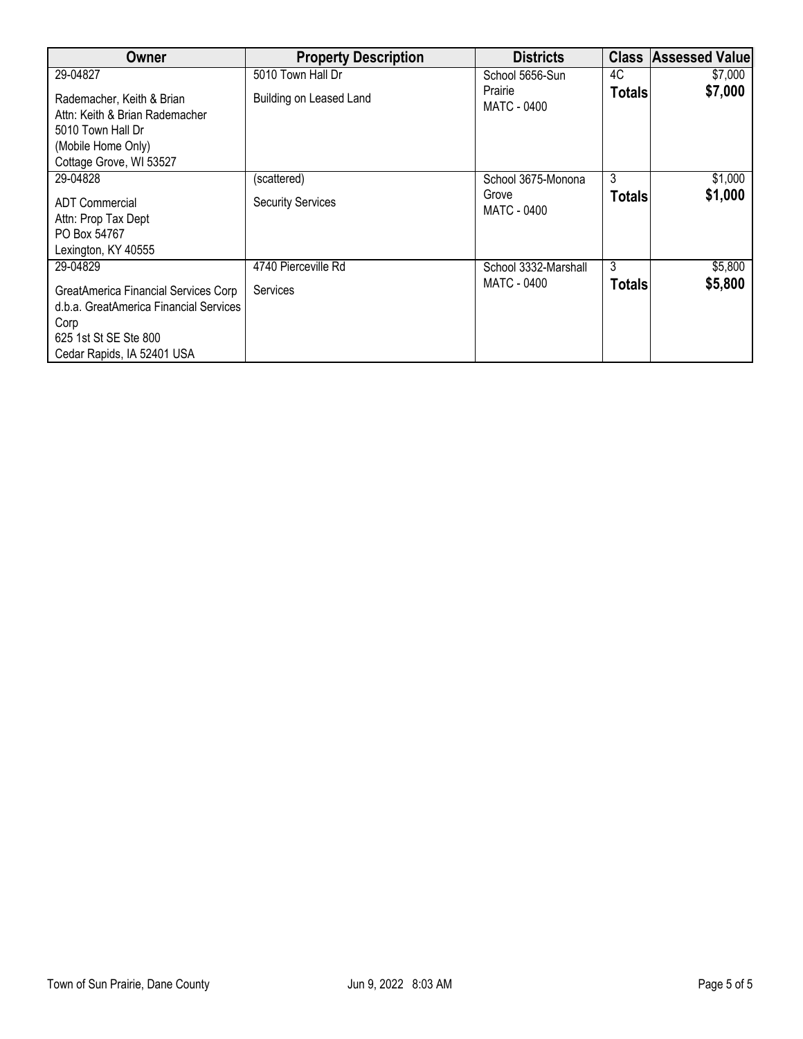| Owner | Property Description | Districts | Class | Assessed Value |
|---|---|---|---|---|
| 29-04827<br>Rademacher, Keith & Brian<br>Attn: Keith & Brian Rademacher<br>5010 Town Hall Dr<br>(Mobile Home Only)<br>Cottage Grove, WI 53527 | 5010 Town Hall Dr<br>Building on Leased Land | School 5656-Sun Prairie<br>MATC - 0400 | 4C<br>**Totals** | $7,000<br>**$7,000** |
| 29-04828<br>ADT Commercial<br>Attn: Prop Tax Dept<br>PO Box 54767<br>Lexington, KY 40555 | (scattered)<br>Security Services | School 3675-Monona Grove<br>MATC - 0400 | 3<br>**Totals** | $1,000<br>**$1,000** |
| 29-04829<br>GreatAmerica Financial Services Corp<br>d.b.a. GreatAmerica Financial Services Corp<br>625 1st St SE Ste 800<br>Cedar Rapids, IA 52401 USA | 4740 Pierceville Rd<br>Services | School 3332-Marshall<br>MATC - 0400 | 3<br>**Totals** | $5,800<br>**$5,800** |